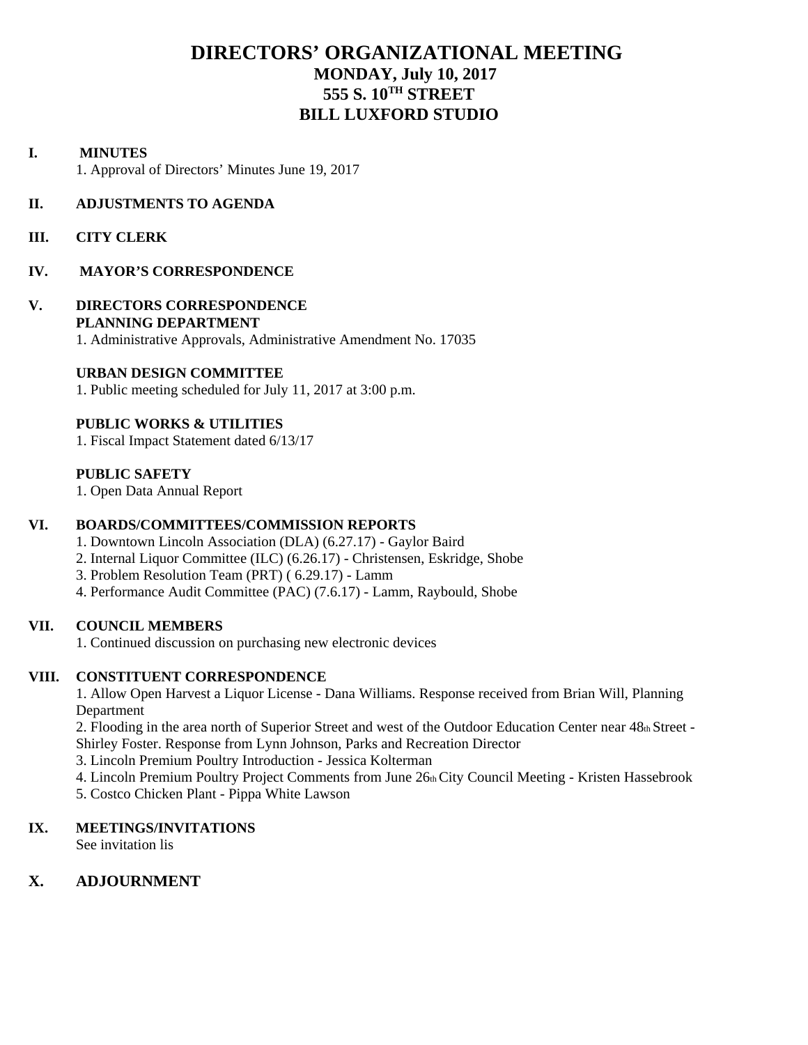# DIRECTORS' ORGANIZATIONAL MEETING

## MONDAY, July 10, 2017

## 555 S. 10$^{TH}$ STREET

## BILL LUXFORD STUDIO

**I. MINUTES**

1. Approval of Directors' Minutes June 19, 2017

**II. ADJUSTMENTS TO AGENDA**

**III. CITY CLERK**

**IV. MAYOR'S CORRESPONDENCE**

**V. DIRECTORS CORRESPONDENCE**

**PLANNING DEPARTMENT**

1. Administrative Approvals, Administrative Amendment No. 17035

**URBAN DESIGN COMMITTEE**

1. Public meeting scheduled for July 11, 2017 at 3:00 p.m.

**PUBLIC WORKS & UTILITIES**

1. Fiscal Impact Statement dated 6/13/17

**PUBLIC SAFETY**

1. Open Data Annual Report

**VI. BOARDS/COMMITTEES/COMMISSION REPORTS**

1. Downtown Lincoln Association (DLA) (6.27.17) - Gaylor Baird
2. Internal Liquor Committee (ILC) (6.26.17) - Christensen, Eskridge, Shobe
3. Problem Resolution Team (PRT) ( 6.29.17) - Lamm
4. Performance Audit Committee (PAC) (7.6.17) - Lamm, Raybould, Shobe

**VII. COUNCIL MEMBERS**

1. Continued discussion on purchasing new electronic devices

**VIII. CONSTITUENT CORRESPONDENCE**

1. Allow Open Harvest a Liquor License - Dana Williams. Response received from Brian Will, Planning Department
2. Flooding in the area north of Superior Street and west of the Outdoor Education Center near 48th Street - Shirley Foster. Response from Lynn Johnson, Parks and Recreation Director
3. Lincoln Premium Poultry Introduction - Jessica Kolterman
4. Lincoln Premium Poultry Project Comments from June 26th City Council Meeting - Kristen Hassebrook
5. Costco Chicken Plant - Pippa White Lawson

**IX. MEETINGS/INVITATIONS**

See invitation lis

**X. ADJOURNMENT**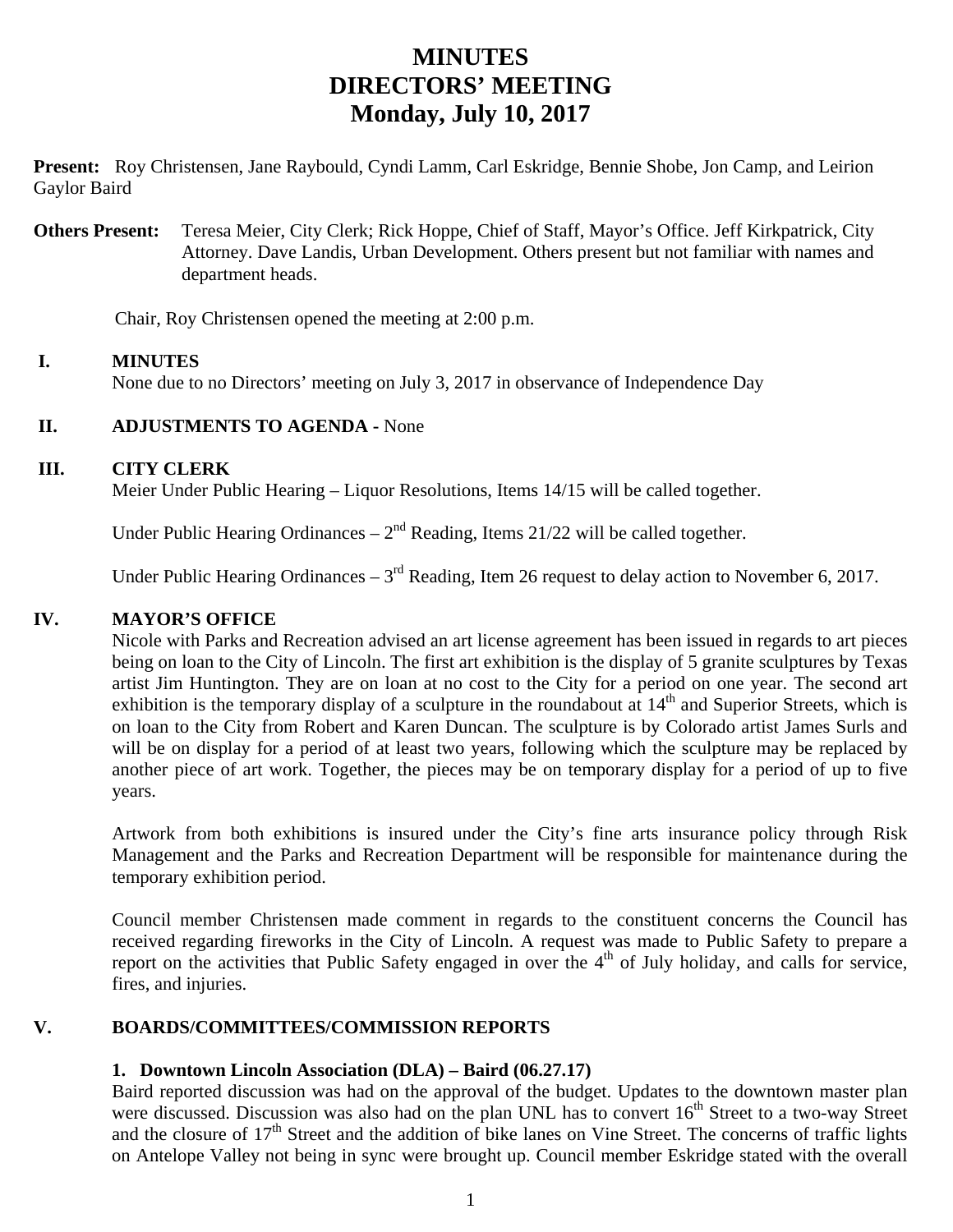# MINUTES
# DIRECTORS' MEETING
# Monday, July 10, 2017

**Present:** Roy Christensen, Jane Raybould, Cyndi Lamm, Carl Eskridge, Bennie Shobe, Jon Camp, and Leirion Gaylor Baird

**Others Present:** Teresa Meier, City Clerk; Rick Hoppe, Chief of Staff, Mayor's Office. Jeff Kirkpatrick, City Attorney. Dave Landis, Urban Development. Others present but not familiar with names and department heads.

Chair, Roy Christensen opened the meeting at 2:00 p.m.

**I. MINUTES**

None due to no Directors' meeting on July 3, 2017 in observance of Independence Day

**II. ADJUSTMENTS TO AGENDA -** None

**III. CITY CLERK**

Meier Under Public Hearing – Liquor Resolutions, Items 14/15 will be called together.

Under Public Hearing Ordinances – 2nd Reading, Items 21/22 will be called together.

Under Public Hearing Ordinances – 3rd Reading, Item 26 request to delay action to November 6, 2017.

**IV. MAYOR'S OFFICE**

Nicole with Parks and Recreation advised an art license agreement has been issued in regards to art pieces being on loan to the City of Lincoln. The first art exhibition is the display of 5 granite sculptures by Texas artist Jim Huntington. They are on loan at no cost to the City for a period on one year. The second art exhibition is the temporary display of a sculpture in the roundabout at 14th and Superior Streets, which is on loan to the City from Robert and Karen Duncan. The sculpture is by Colorado artist James Surls and will be on display for a period of at least two years, following which the sculpture may be replaced by another piece of art work. Together, the pieces may be on temporary display for a period of up to five years.

Artwork from both exhibitions is insured under the City's fine arts insurance policy through Risk Management and the Parks and Recreation Department will be responsible for maintenance during the temporary exhibition period.

Council member Christensen made comment in regards to the constituent concerns the Council has received regarding fireworks in the City of Lincoln. A request was made to Public Safety to prepare a report on the activities that Public Safety engaged in over the 4th of July holiday, and calls for service, fires, and injuries.

**V. BOARDS/COMMITTEES/COMMISSION REPORTS**

**1. Downtown Lincoln Association (DLA) – Baird (06.27.17)**

Baird reported discussion was had on the approval of the budget. Updates to the downtown master plan were discussed. Discussion was also had on the plan UNL has to convert 16th Street to a two-way Street and the closure of 17th Street and the addition of bike lanes on Vine Street. The concerns of traffic lights on Antelope Valley not being in sync were brought up. Council member Eskridge stated with the overall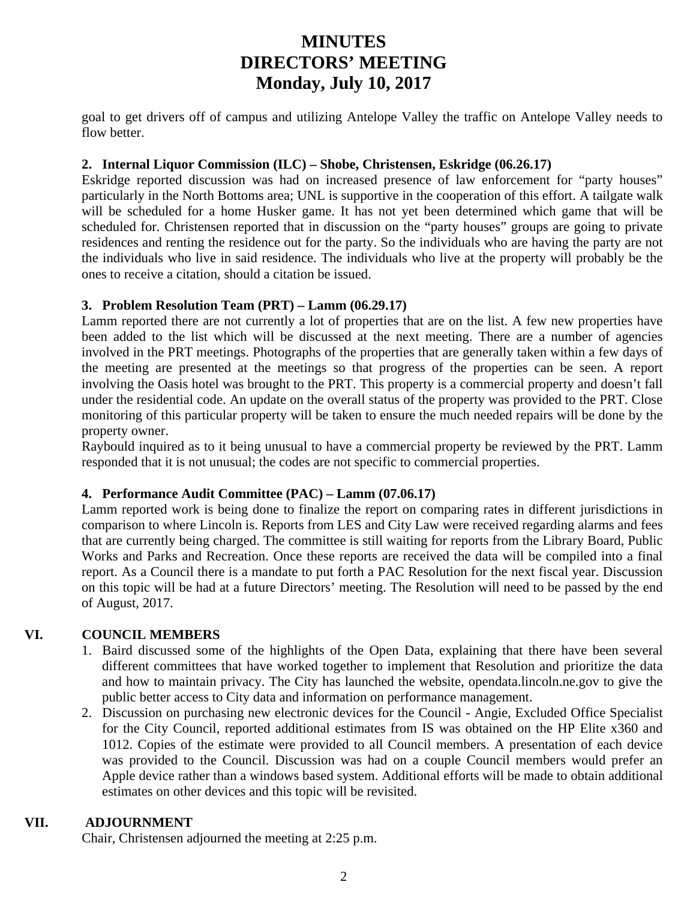goal to get drivers off of campus and utilizing Antelope Valley the traffic on Antelope Valley needs to flow better.

**2. Internal Liquor Commission (ILC) – Shobe, Christensen, Eskridge (06.26.17)**

Eskridge reported discussion was had on increased presence of law enforcement for "party houses" particularly in the North Bottoms area; UNL is supportive in the cooperation of this effort. A tailgate walk will be scheduled for a home Husker game. It has not yet been determined which game that will be scheduled for. Christensen reported that in discussion on the "party houses" groups are going to private residences and renting the residence out for the party. So the individuals who are having the party are not the individuals who live in said residence. The individuals who live at the property will probably be the ones to receive a citation, should a citation be issued.

**3. Problem Resolution Team (PRT) – Lamm (06.29.17)**

Lamm reported there are not currently a lot of properties that are on the list. A few new properties have been added to the list which will be discussed at the next meeting. There are a number of agencies involved in the PRT meetings. Photographs of the properties that are generally taken within a few days of the meeting are presented at the meetings so that progress of the properties can be seen. A report involving the Oasis hotel was brought to the PRT. This property is a commercial property and doesn't fall under the residential code. An update on the overall status of the property was provided to the PRT. Close monitoring of this particular property will be taken to ensure the much needed repairs will be done by the property owner.

Raybould inquired as to it being unusual to have a commercial property be reviewed by the PRT. Lamm responded that it is not unusual; the codes are not specific to commercial properties.

**4. Performance Audit Committee (PAC) – Lamm (07.06.17)**

Lamm reported work is being done to finalize the report on comparing rates in different jurisdictions in comparison to where Lincoln is. Reports from LES and City Law were received regarding alarms and fees that are currently being charged. The committee is still waiting for reports from the Library Board, Public Works and Parks and Recreation. Once these reports are received the data will be compiled into a final report. As a Council there is a mandate to put forth a PAC Resolution for the next fiscal year. Discussion on this topic will be had at a future Directors' meeting. The Resolution will need to be passed by the end of August, 2017.

## VI. COUNCIL MEMBERS

1. Baird discussed some of the highlights of the Open Data, explaining that there have been several different committees that have worked together to implement that Resolution and prioritize the data and how to maintain privacy. The City has launched the website, opendata.lincoln.ne.gov to give the public better access to City data and information on performance management.
2. Discussion on purchasing new electronic devices for the Council - Angie, Excluded Office Specialist for the City Council, reported additional estimates from IS was obtained on the HP Elite x360 and 1012. Copies of the estimate were provided to all Council members. A presentation of each device was provided to the Council. Discussion was had on a couple Council members would prefer an Apple device rather than a windows based system. Additional efforts will be made to obtain additional estimates on other devices and this topic will be revisited.

## VII. ADJOURNMENT

Chair, Christensen adjourned the meeting at 2:25 p.m.